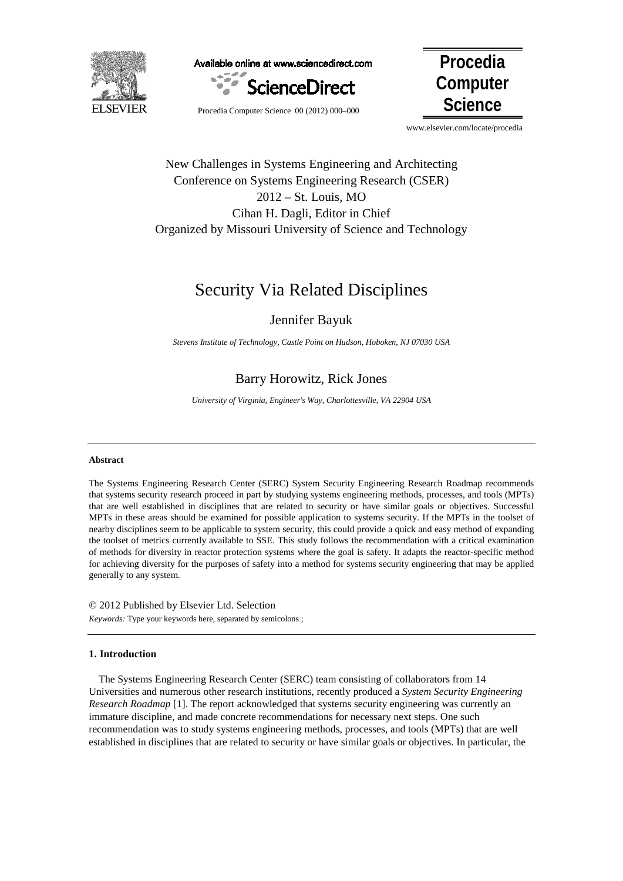New Challenges in Systems Engineering and Architecting
Conference on Systems Engineering Research (CSER)
2012 – St. Louis, MO
Cihan H. Dagli, Editor in Chief
Organized by Missouri University of Science and Technology

# Security Via Related Disciplines

Jennifer Bayuk

*Stevens Institute of Technology, Castle Point on Hudson, Hoboken, NJ 07030 USA*

Barry Horowitz, Rick Jones

*University of Virginia, Engineer's Way, Charlottesville, VA 22904 USA*

---

**Abstract**

The Systems Engineering Research Center (SERC) System Security Engineering Research Roadmap recommends that systems security research proceed in part by studying systems engineering methods, processes, and tools (MPTs) that are well established in disciplines that are related to security or have similar goals or objectives. Successful MPTs in these areas should be examined for possible application to systems security. If the MPTs in the toolset of nearby disciplines seem to be applicable to system security, this could provide a quick and easy method of expanding the toolset of metrics currently available to SSE. This study follows the recommendation with a critical examination of methods for diversity in reactor protection systems where the goal is safety. It adapts the reactor-specific method for achieving diversity for the purposes of safety into a method for systems security engineering that may be applied generally to any system.

© 2012 Published by Elsevier Ltd. Selection

*Keywords:* Type your keywords here, separated by semicolons ;

---

## 1. Introduction

The Systems Engineering Research Center (SERC) team consisting of collaborators from 14 Universities and numerous other research institutions, recently produced a *System Security Engineering Research Roadmap* [1]. The report acknowledged that systems security engineering was currently an immature discipline, and made concrete recommendations for necessary next steps. One such recommendation was to study systems engineering methods, processes, and tools (MPTs) that are well established in disciplines that are related to security or have similar goals or objectives. In particular, the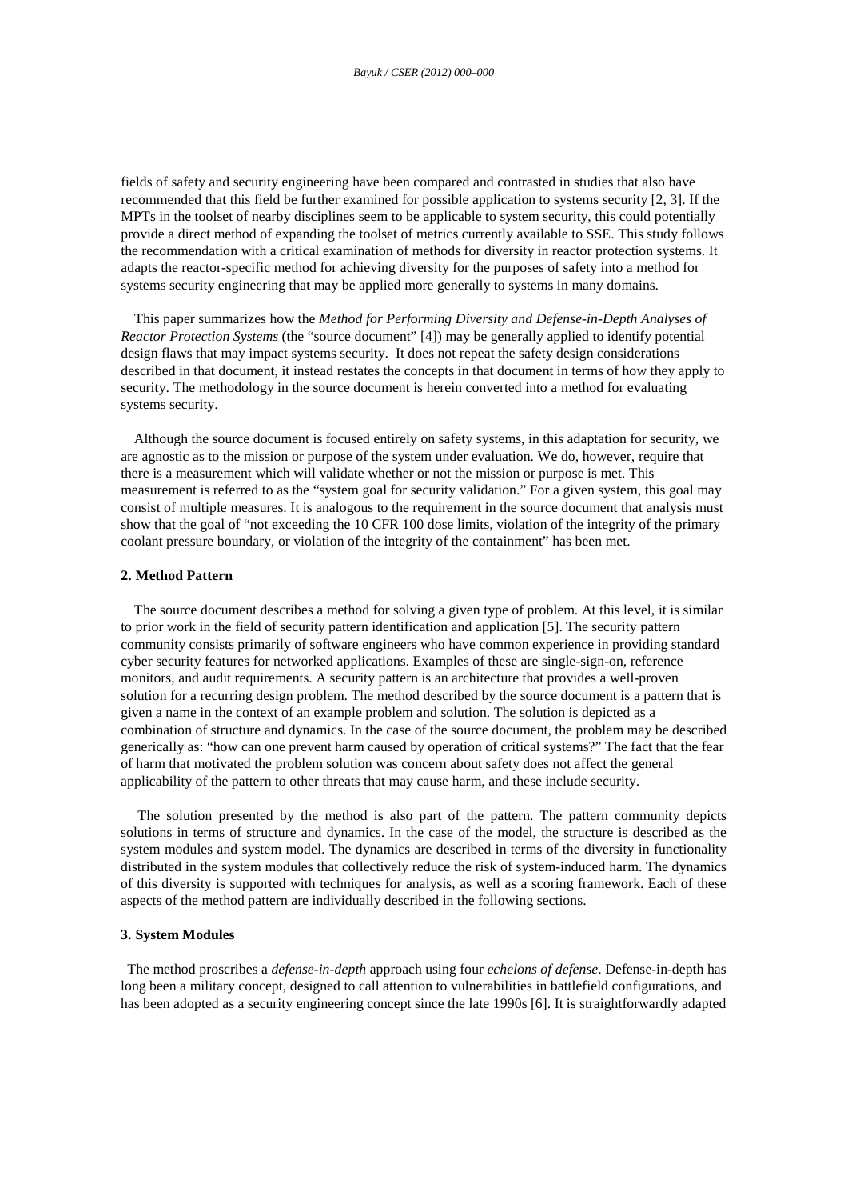fields of safety and security engineering have been compared and contrasted in studies that also have recommended that this field be further examined for possible application to systems security [2, 3]. If the MPTs in the toolset of nearby disciplines seem to be applicable to system security, this could potentially provide a direct method of expanding the toolset of metrics currently available to SSE. This study follows the recommendation with a critical examination of methods for diversity in reactor protection systems. It adapts the reactor-specific method for achieving diversity for the purposes of safety into a method for systems security engineering that may be applied more generally to systems in many domains.

This paper summarizes how the *Method for Performing Diversity and Defense-in-Depth Analyses of Reactor Protection Systems* (the "source document" [4]) may be generally applied to identify potential design flaws that may impact systems security. It does not repeat the safety design considerations described in that document, it instead restates the concepts in that document in terms of how they apply to security. The methodology in the source document is herein converted into a method for evaluating systems security.

Although the source document is focused entirely on safety systems, in this adaptation for security, we are agnostic as to the mission or purpose of the system under evaluation. We do, however, require that there is a measurement which will validate whether or not the mission or purpose is met. This measurement is referred to as the "system goal for security validation." For a given system, this goal may consist of multiple measures. It is analogous to the requirement in the source document that analysis must show that the goal of "not exceeding the 10 CFR 100 dose limits, violation of the integrity of the primary coolant pressure boundary, or violation of the integrity of the containment" has been met.

## 2. Method Pattern

The source document describes a method for solving a given type of problem. At this level, it is similar to prior work in the field of security pattern identification and application [5]. The security pattern community consists primarily of software engineers who have common experience in providing standard cyber security features for networked applications. Examples of these are single-sign-on, reference monitors, and audit requirements. A security pattern is an architecture that provides a well-proven solution for a recurring design problem. The method described by the source document is a pattern that is given a name in the context of an example problem and solution. The solution is depicted as a combination of structure and dynamics. In the case of the source document, the problem may be described generically as: "how can one prevent harm caused by operation of critical systems?" The fact that the fear of harm that motivated the problem solution was concern about safety does not affect the general applicability of the pattern to other threats that may cause harm, and these include security.

The solution presented by the method is also part of the pattern. The pattern community depicts solutions in terms of structure and dynamics. In the case of the model, the structure is described as the system modules and system model. The dynamics are described in terms of the diversity in functionality distributed in the system modules that collectively reduce the risk of system-induced harm. The dynamics of this diversity is supported with techniques for analysis, as well as a scoring framework. Each of these aspects of the method pattern are individually described in the following sections.

## 3. System Modules

The method proscribes a *defense-in-depth* approach using four *echelons of defense*. Defense-in-depth has long been a military concept, designed to call attention to vulnerabilities in battlefield configurations, and has been adopted as a security engineering concept since the late 1990s [6]. It is straightforwardly adapted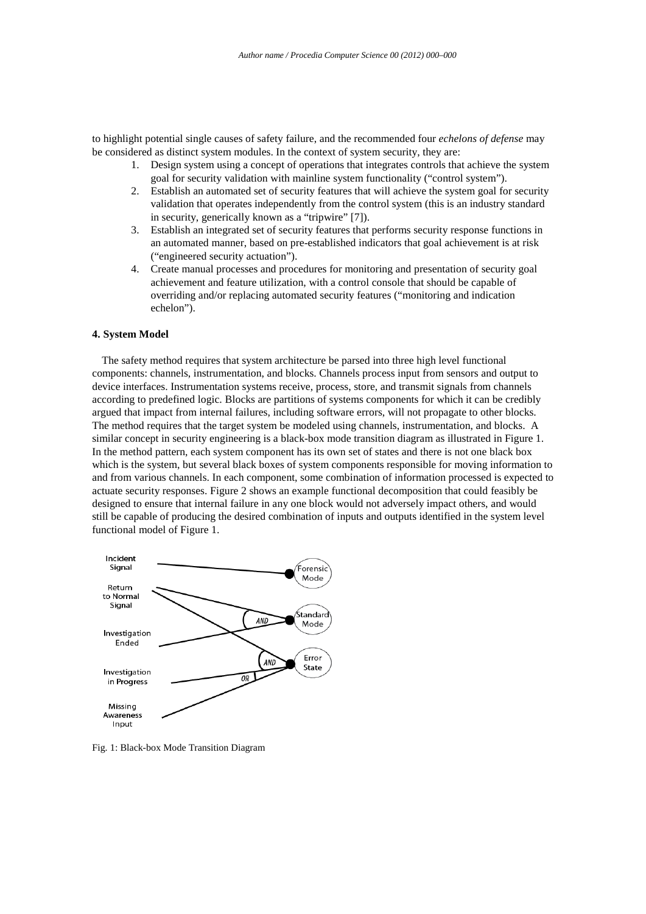to highlight potential single causes of safety failure, and the recommended four *echelons of defense* may be considered as distinct system modules. In the context of system security, they are:

1. Design system using a concept of operations that integrates controls that achieve the system goal for security validation with mainline system functionality ("control system").
2. Establish an automated set of security features that will achieve the system goal for security validation that operates independently from the control system (this is an industry standard in security, generically known as a "tripwire" [7]).
3. Establish an integrated set of security features that performs security response functions in an automated manner, based on pre-established indicators that goal achievement is at risk ("engineered security actuation").
4. Create manual processes and procedures for monitoring and presentation of security goal achievement and feature utilization, with a control console that should be capable of overriding and/or replacing automated security features ("monitoring and indication echelon").

#### 4. System Model

The safety method requires that system architecture be parsed into three high level functional components: channels, instrumentation, and blocks. Channels process input from sensors and output to device interfaces. Instrumentation systems receive, process, store, and transmit signals from channels according to predefined logic. Blocks are partitions of systems components for which it can be credibly argued that impact from internal failures, including software errors, will not propagate to other blocks. The method requires that the target system be modeled using channels, instrumentation, and blocks. A similar concept in security engineering is a black-box mode transition diagram as illustrated in Figure 1. In the method pattern, each system component has its own set of states and there is not one black box which is the system, but several black boxes of system components responsible for moving information to and from various channels. In each component, some combination of information processed is expected to actuate security responses. Figure 2 shows an example functional decomposition that could feasibly be designed to ensure that internal failure in any one block would not adversely impact others, and would still be capable of producing the desired combination of inputs and outputs identified in the system level functional model of Figure 1.

Fig. 1: Black-box Mode Transition Diagram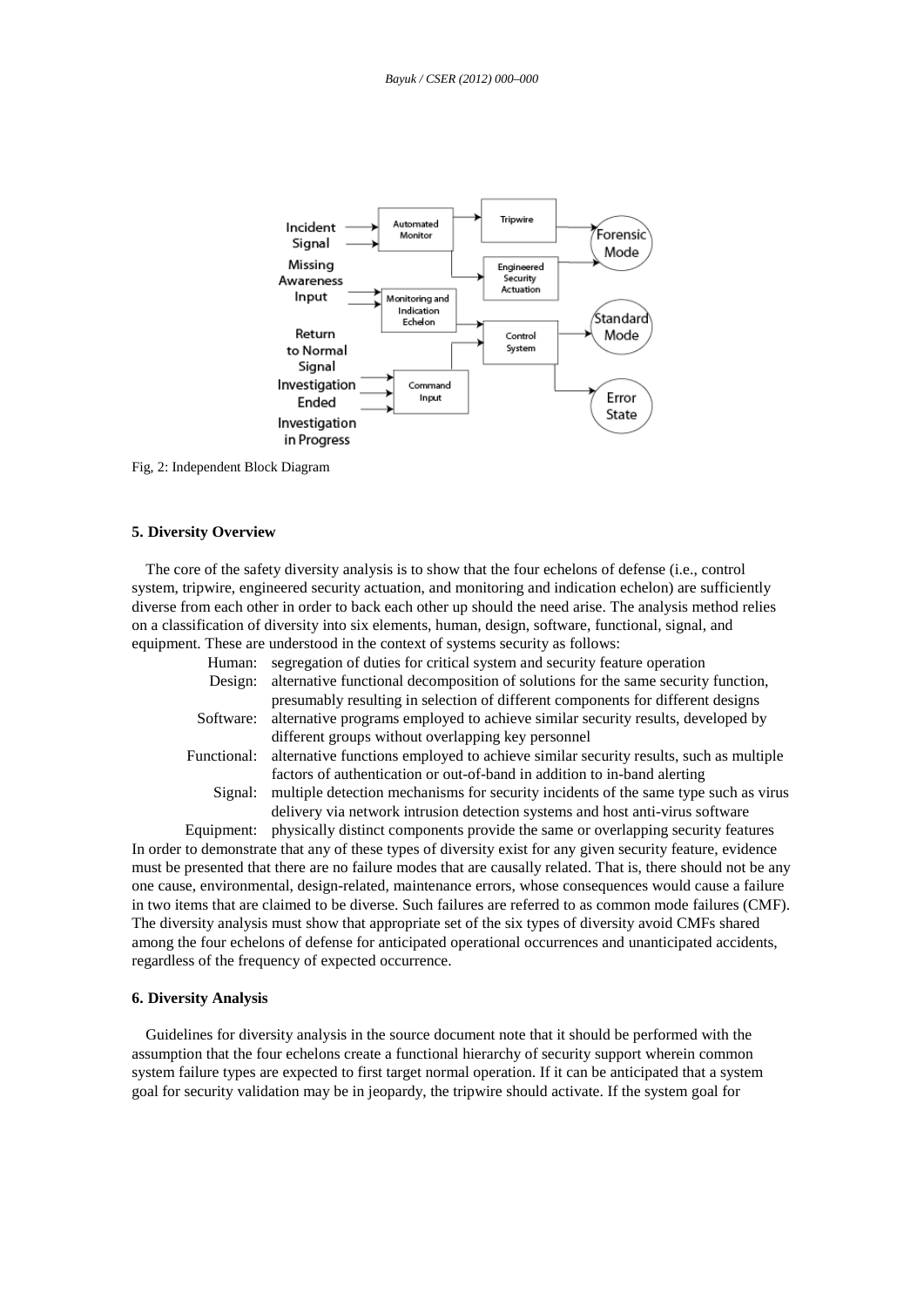Incident Signal

Missing Awareness Input

Return to Normal Signal

Investigation Ended

Investigation in Progress

Automated Monitor

Monitoring and Indication Echelon

Command Input

Tripwire

Engineered Security Actuation

Control System

Forensic Mode

Standard Mode

Error State

Fig, 2: Independent Block Diagram

### 5. Diversity Overview

The core of the safety diversity analysis is to show that the four echelons of defense (i.e., control system, tripwire, engineered security actuation, and monitoring and indication echelon) are sufficiently diverse from each other in order to back each other up should the need arise. The analysis method relies on a classification of diversity into six elements, human, design, software, functional, signal, and equipment. These are understood in the context of systems security as follows:

- Human: segregation of duties for critical system and security feature operation
- Design: alternative functional decomposition of solutions for the same security function, presumably resulting in selection of different components for different designs
- Software: alternative programs employed to achieve similar security results, developed by different groups without overlapping key personnel
- Functional: alternative functions employed to achieve similar security results, such as multiple factors of authentication or out-of-band in addition to in-band alerting
- Signal: multiple detection mechanisms for security incidents of the same type such as virus delivery via network intrusion detection systems and host anti-virus software
- Equipment: physically distinct components provide the same or overlapping security features

In order to demonstrate that any of these types of diversity exist for any given security feature, evidence must be presented that there are no failure modes that are causally related. That is, there should not be any one cause, environmental, design-related, maintenance errors, whose consequences would cause a failure in two items that are claimed to be diverse. Such failures are referred to as common mode failures (CMF). The diversity analysis must show that appropriate set of the six types of diversity avoid CMFs shared among the four echelons of defense for anticipated operational occurrences and unanticipated accidents, regardless of the frequency of expected occurrence.

### 6. Diversity Analysis

Guidelines for diversity analysis in the source document note that it should be performed with the assumption that the four echelons create a functional hierarchy of security support wherein common system failure types are expected to first target normal operation. If it can be anticipated that a system goal for security validation may be in jeopardy, the tripwire should activate. If the system goal for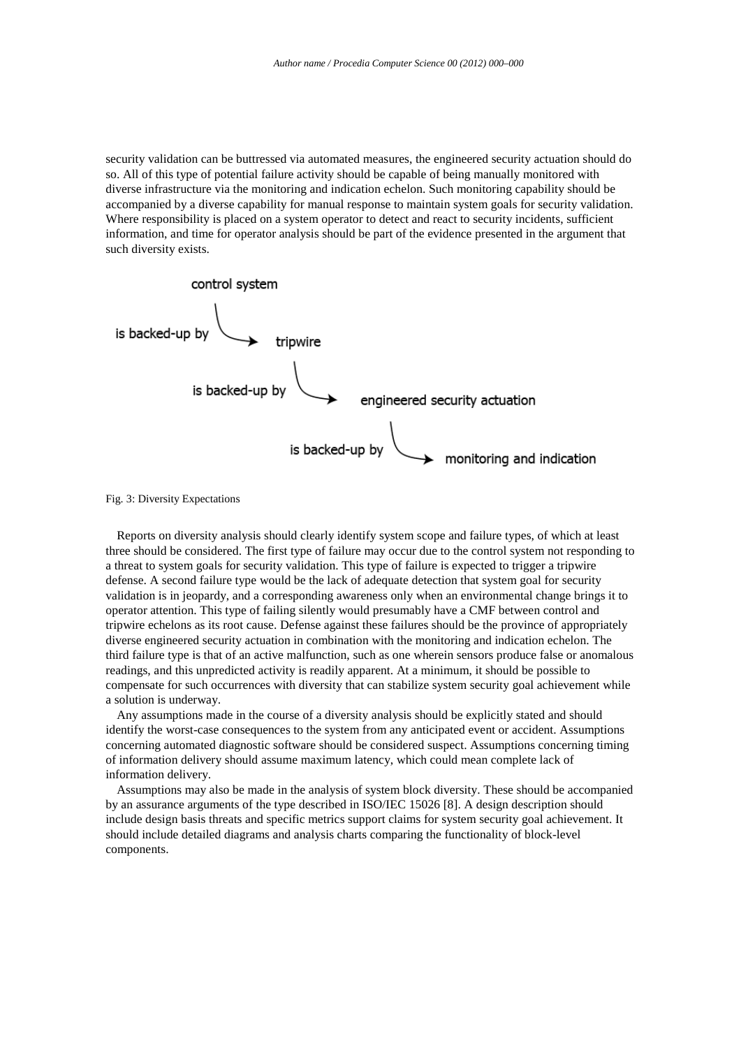security validation can be buttressed via automated measures, the engineered security actuation should do so. All of this type of potential failure activity should be capable of being manually monitored with diverse infrastructure via the monitoring and indication echelon. Such monitoring capability should be accompanied by a diverse capability for manual response to maintain system goals for security validation. Where responsibility is placed on a system operator to detect and react to security incidents, sufficient information, and time for operator analysis should be part of the evidence presented in the argument that such diversity exists.

control system

is backed-up by → tripwire

is backed-up by → engineered security actuation

is backed-up by → monitoring and indication

Fig. 3: Diversity Expectations

Reports on diversity analysis should clearly identify system scope and failure types, of which at least three should be considered. The first type of failure may occur due to the control system not responding to a threat to system goals for security validation. This type of failure is expected to trigger a tripwire defense. A second failure type would be the lack of adequate detection that system goal for security validation is in jeopardy, and a corresponding awareness only when an environmental change brings it to operator attention. This type of failing silently would presumably have a CMF between control and tripwire echelons as its root cause. Defense against these failures should be the province of appropriately diverse engineered security actuation in combination with the monitoring and indication echelon. The third failure type is that of an active malfunction, such as one wherein sensors produce false or anomalous readings, and this unpredicted activity is readily apparent. At a minimum, it should be possible to compensate for such occurrences with diversity that can stabilize system security goal achievement while a solution is underway.

Any assumptions made in the course of a diversity analysis should be explicitly stated and should identify the worst-case consequences to the system from any anticipated event or accident. Assumptions concerning automated diagnostic software should be considered suspect. Assumptions concerning timing of information delivery should assume maximum latency, which could mean complete lack of information delivery.

Assumptions may also be made in the analysis of system block diversity. These should be accompanied by an assurance arguments of the type described in ISO/IEC 15026 [8]. A design description should include design basis threats and specific metrics support claims for system security goal achievement. It should include detailed diagrams and analysis charts comparing the functionality of block-level components.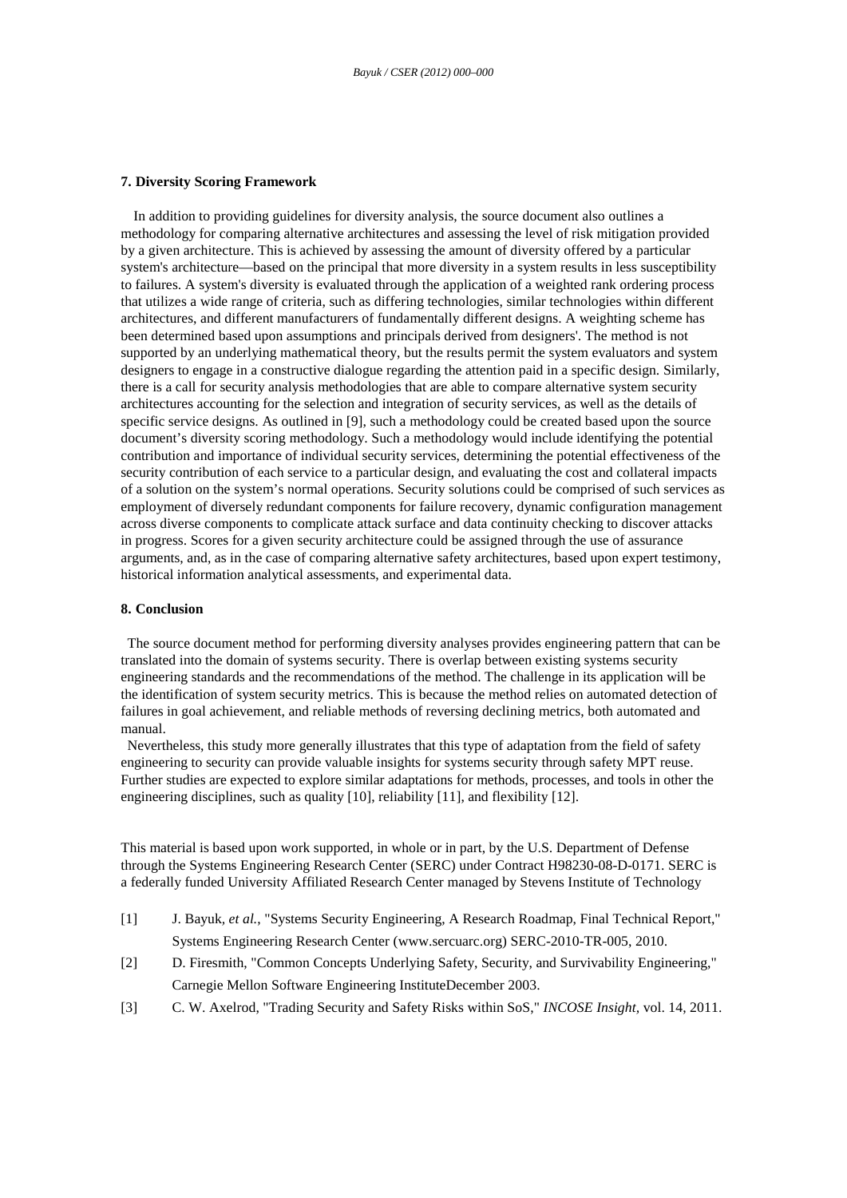## 7. Diversity Scoring Framework

In addition to providing guidelines for diversity analysis, the source document also outlines a methodology for comparing alternative architectures and assessing the level of risk mitigation provided by a given architecture. This is achieved by assessing the amount of diversity offered by a particular system's architecture—based on the principal that more diversity in a system results in less susceptibility to failures. A system's diversity is evaluated through the application of a weighted rank ordering process that utilizes a wide range of criteria, such as differing technologies, similar technologies within different architectures, and different manufacturers of fundamentally different designs. A weighting scheme has been determined based upon assumptions and principals derived from designers'. The method is not supported by an underlying mathematical theory, but the results permit the system evaluators and system designers to engage in a constructive dialogue regarding the attention paid in a specific design. Similarly, there is a call for security analysis methodologies that are able to compare alternative system security architectures accounting for the selection and integration of security services, as well as the details of specific service designs. As outlined in [9], such a methodology could be created based upon the source document's diversity scoring methodology. Such a methodology would include identifying the potential contribution and importance of individual security services, determining the potential effectiveness of the security contribution of each service to a particular design, and evaluating the cost and collateral impacts of a solution on the system's normal operations. Security solutions could be comprised of such services as employment of diversely redundant components for failure recovery, dynamic configuration management across diverse components to complicate attack surface and data continuity checking to discover attacks in progress. Scores for a given security architecture could be assigned through the use of assurance arguments, and, as in the case of comparing alternative safety architectures, based upon expert testimony, historical information analytical assessments, and experimental data.

## 8. Conclusion

The source document method for performing diversity analyses provides engineering pattern that can be translated into the domain of systems security. There is overlap between existing systems security engineering standards and the recommendations of the method. The challenge in its application will be the identification of system security metrics. This is because the method relies on automated detection of failures in goal achievement, and reliable methods of reversing declining metrics, both automated and manual.

Nevertheless, this study more generally illustrates that this type of adaptation from the field of safety engineering to security can provide valuable insights for systems security through safety MPT reuse. Further studies are expected to explore similar adaptations for methods, processes, and tools in other the engineering disciplines, such as quality [10], reliability [11], and flexibility [12].

This material is based upon work supported, in whole or in part, by the U.S. Department of Defense through the Systems Engineering Research Center (SERC) under Contract H98230-08-D-0171. SERC is a federally funded University Affiliated Research Center managed by Stevens Institute of Technology

[1] J. Bayuk, *et al.*, "Systems Security Engineering, A Research Roadmap, Final Technical Report," Systems Engineering Research Center (www.sercuarc.org) SERC-2010-TR-005, 2010.

[2] D. Firesmith, "Common Concepts Underlying Safety, Security, and Survivability Engineering," Carnegie Mellon Software Engineering InstituteDecember 2003.

[3] C. W. Axelrod, "Trading Security and Safety Risks within SoS," *INCOSE Insight*, vol. 14, 2011.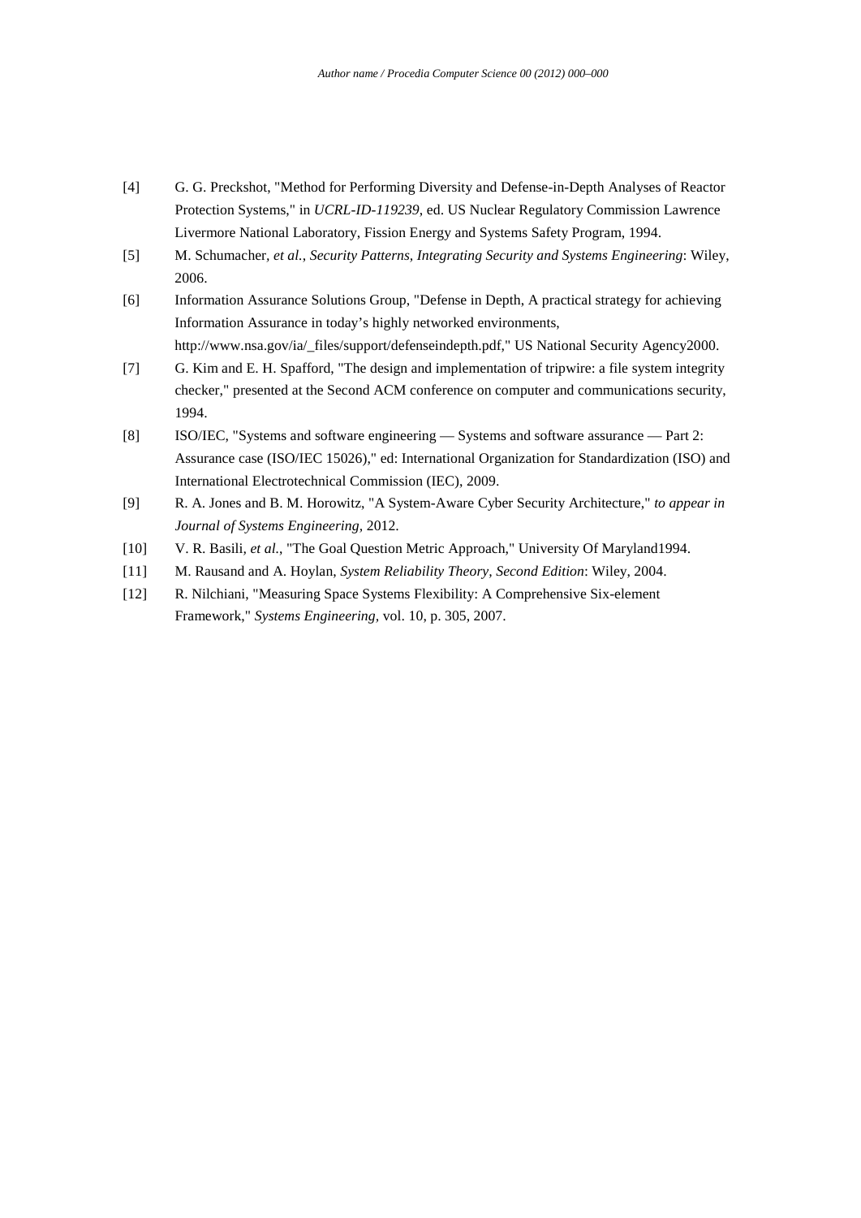[4] G. G. Preckshot, "Method for Performing Diversity and Defense-in-Depth Analyses of Reactor Protection Systems," in *UCRL-ID-119239*, ed. US Nuclear Regulatory Commission Lawrence Livermore National Laboratory, Fission Energy and Systems Safety Program, 1994.

[5] M. Schumacher, *et al.*, *Security Patterns, Integrating Security and Systems Engineering*: Wiley, 2006.

[6] Information Assurance Solutions Group, "Defense in Depth, A practical strategy for achieving Information Assurance in today's highly networked environments, http://www.nsa.gov/ia/_files/support/defenseindepth.pdf," US National Security Agency2000.

[7] G. Kim and E. H. Spafford, "The design and implementation of tripwire: a file system integrity checker," presented at the Second ACM conference on computer and communications security, 1994.

[8] ISO/IEC, "Systems and software engineering — Systems and software assurance — Part 2: Assurance case (ISO/IEC 15026)," ed: International Organization for Standardization (ISO) and International Electrotechnical Commission (IEC), 2009.

[9] R. A. Jones and B. M. Horowitz, "A System-Aware Cyber Security Architecture," *to appear in Journal of Systems Engineering,* 2012.

[10] V. R. Basili, *et al.*, "The Goal Question Metric Approach," University Of Maryland1994.

[11] M. Rausand and A. Hoylan, *System Reliability Theory, Second Edition*: Wiley, 2004.

[12] R. Nilchiani, "Measuring Space Systems Flexibility: A Comprehensive Six-element Framework," *Systems Engineering,* vol. 10, p. 305, 2007.